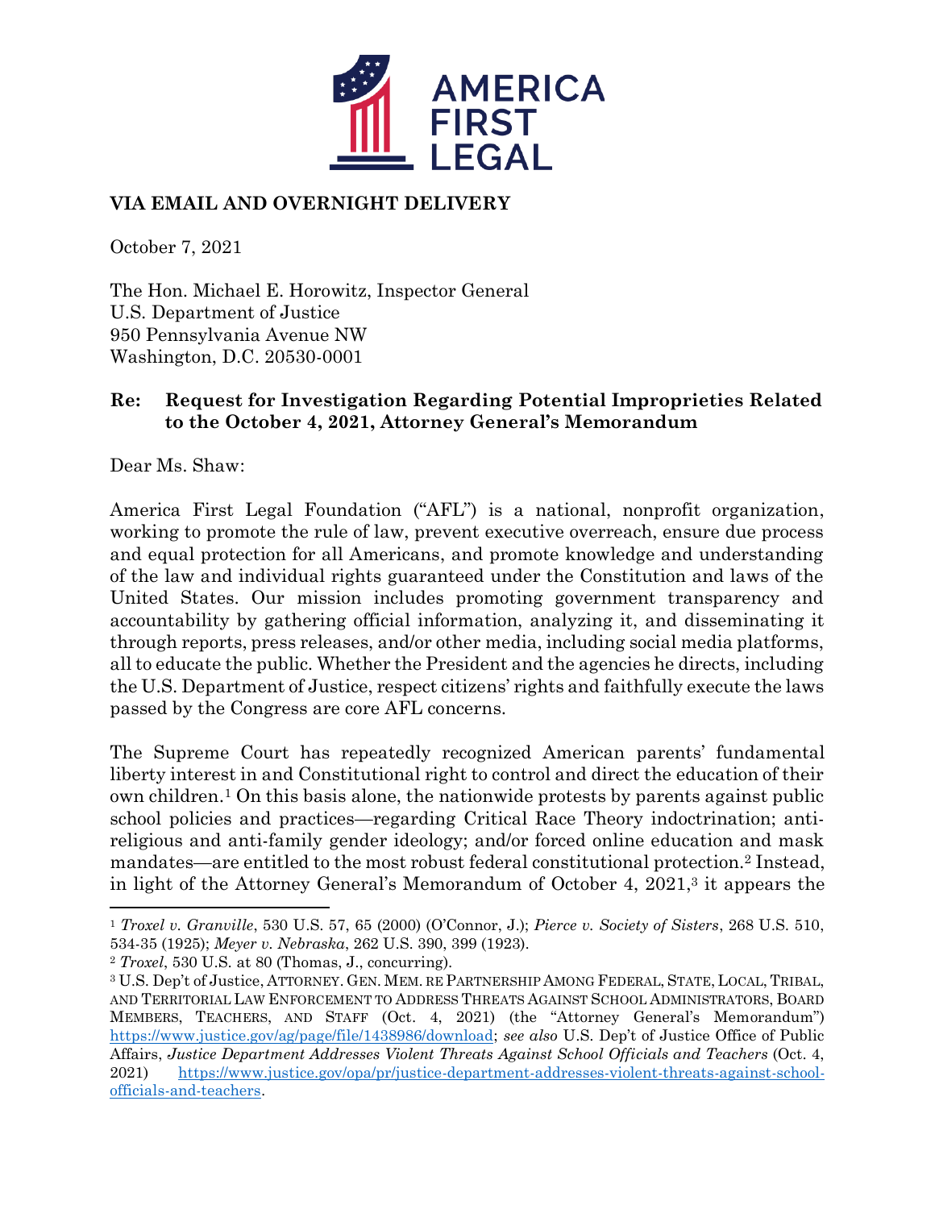**VIA EMAIL AND OVERNIGHT DELIVERY**

October 7, 2021

The Hon. Michael E. Horowitz, Inspector General
U.S. Department of Justice
950 Pennsylvania Avenue NW
Washington, D.C. 20530-0001

**Re: Request for Investigation Regarding Potential Improprieties Related to the October 4, 2021, Attorney General's Memorandum**

Dear Ms. Shaw:

America First Legal Foundation ("AFL") is a national, nonprofit organization, working to promote the rule of law, prevent executive overreach, ensure due process and equal protection for all Americans, and promote knowledge and understanding of the law and individual rights guaranteed under the Constitution and laws of the United States. Our mission includes promoting government transparency and accountability by gathering official information, analyzing it, and disseminating it through reports, press releases, and/or other media, including social media platforms, all to educate the public. Whether the President and the agencies he directs, including the U.S. Department of Justice, respect citizens' rights and faithfully execute the laws passed by the Congress are core AFL concerns.

The Supreme Court has repeatedly recognized American parents' fundamental liberty interest in and Constitutional right to control and direct the education of their own children.[1] On this basis alone, the nationwide protests by parents against public school policies and practices—regarding Critical Race Theory indoctrination; anti-religious and anti-family gender ideology; and/or forced online education and mask mandates—are entitled to the most robust federal constitutional protection.[2] Instead, in light of the Attorney General's Memorandum of October 4, 2021,[3] it appears the

---

[1] *Troxel v. Granville*, 530 U.S. 57, 65 (2000) (O'Connor, J.); *Pierce v. Society of Sisters*, 268 U.S. 510, 534-35 (1925); *Meyer v. Nebraska*, 262 U.S. 390, 399 (1923).

[2] *Troxel*, 530 U.S. at 80 (Thomas, J., concurring).

[3] U.S. Dep't of Justice, ATTORNEY. GEN. MEM. RE PARTNERSHIP AMONG FEDERAL, STATE, LOCAL, TRIBAL, AND TERRITORIAL LAW ENFORCEMENT TO ADDRESS THREATS AGAINST SCHOOL ADMINISTRATORS, BOARD MEMBERS, TEACHERS, AND STAFF (Oct. 4, 2021) (the "Attorney General's Memorandum") https://www.justice.gov/ag/page/file/1438986/download; *see also* U.S. Dep't of Justice Office of Public Affairs, *Justice Department Addresses Violent Threats Against School Officials and Teachers* (Oct. 4, 2021) https://www.justice.gov/opa/pr/justice-department-addresses-violent-threats-against-school-officials-and-teachers.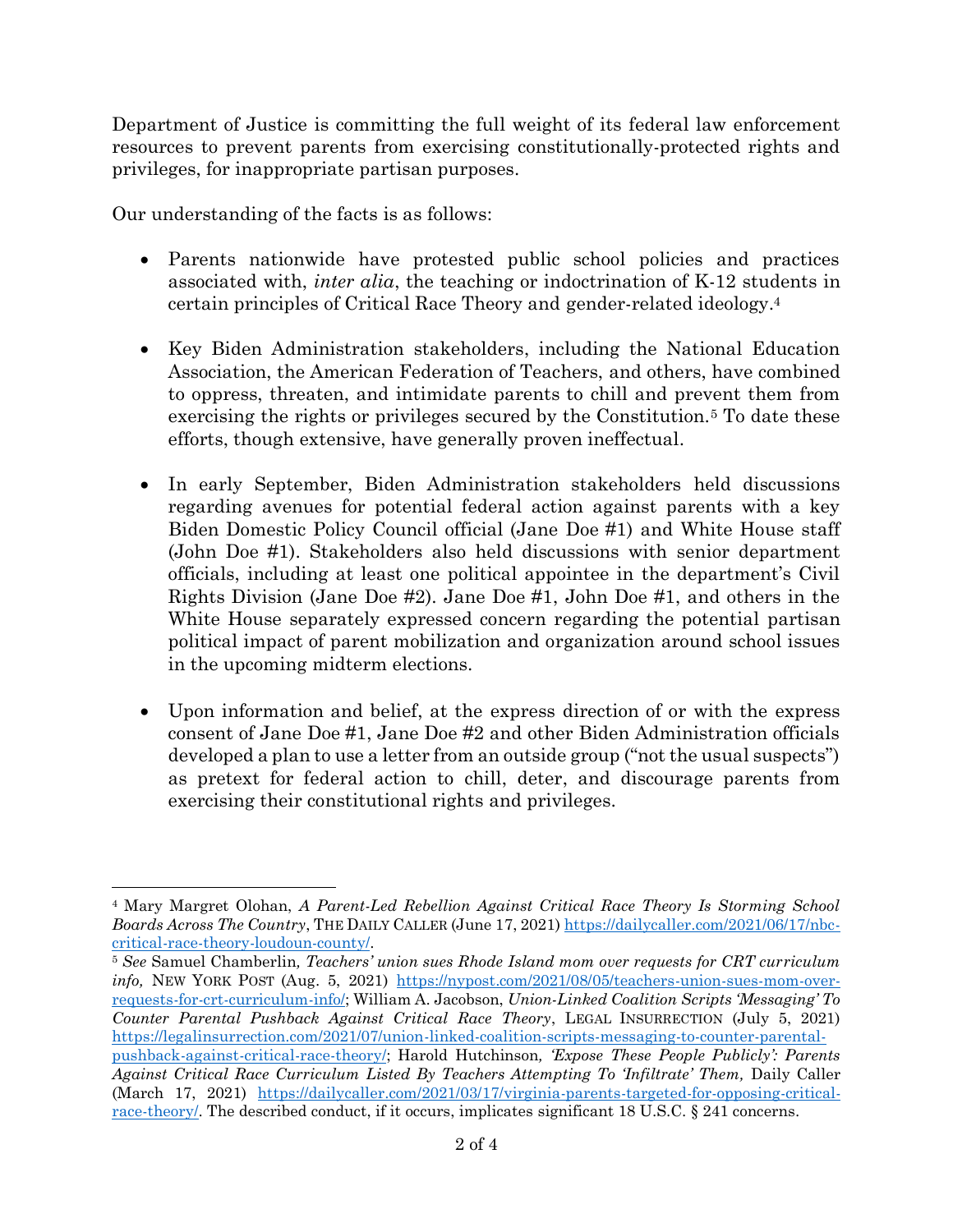Department of Justice is committing the full weight of its federal law enforcement resources to prevent parents from exercising constitutionally-protected rights and privileges, for inappropriate partisan purposes.

Our understanding of the facts is as follows:

- Parents nationwide have protested public school policies and practices associated with, *inter alia*, the teaching or indoctrination of K-12 students in certain principles of Critical Race Theory and gender-related ideology.[4]

- Key Biden Administration stakeholders, including the National Education Association, the American Federation of Teachers, and others, have combined to oppress, threaten, and intimidate parents to chill and prevent them from exercising the rights or privileges secured by the Constitution.[5] To date these efforts, though extensive, have generally proven ineffectual.

- In early September, Biden Administration stakeholders held discussions regarding avenues for potential federal action against parents with a key Biden Domestic Policy Council official (Jane Doe #1) and White House staff (John Doe #1). Stakeholders also held discussions with senior department officials, including at least one political appointee in the department's Civil Rights Division (Jane Doe #2). Jane Doe #1, John Doe #1, and others in the White House separately expressed concern regarding the potential partisan political impact of parent mobilization and organization around school issues in the upcoming midterm elections.

- Upon information and belief, at the express direction of or with the express consent of Jane Doe #1, Jane Doe #2 and other Biden Administration officials developed a plan to use a letter from an outside group ("not the usual suspects") as pretext for federal action to chill, deter, and discourage parents from exercising their constitutional rights and privileges.

---

[4] Mary Margret Olohan, *A Parent-Led Rebellion Against Critical Race Theory Is Storming School Boards Across The Country*, THE DAILY CALLER (June 17, 2021) https://dailycaller.com/2021/06/17/nbc-critical-race-theory-loudoun-county/.

[5] *See* Samuel Chamberlin, *Teachers' union sues Rhode Island mom over requests for CRT curriculum info,* NEW YORK POST (Aug. 5, 2021) https://nypost.com/2021/08/05/teachers-union-sues-mom-over-requests-for-crt-curriculum-info/; William A. Jacobson, *Union-Linked Coalition Scripts 'Messaging' To Counter Parental Pushback Against Critical Race Theory*, LEGAL INSURRECTION (July 5, 2021) https://legalinsurrection.com/2021/07/union-linked-coalition-scripts-messaging-to-counter-parental-pushback-against-critical-race-theory/; Harold Hutchinson, *'Expose These People Publicly': Parents Against Critical Race Curriculum Listed By Teachers Attempting To 'Infiltrate' Them,* Daily Caller (March 17, 2021) https://dailycaller.com/2021/03/17/virginia-parents-targeted-for-opposing-critical-race-theory/. The described conduct, if it occurs, implicates significant 18 U.S.C. § 241 concerns.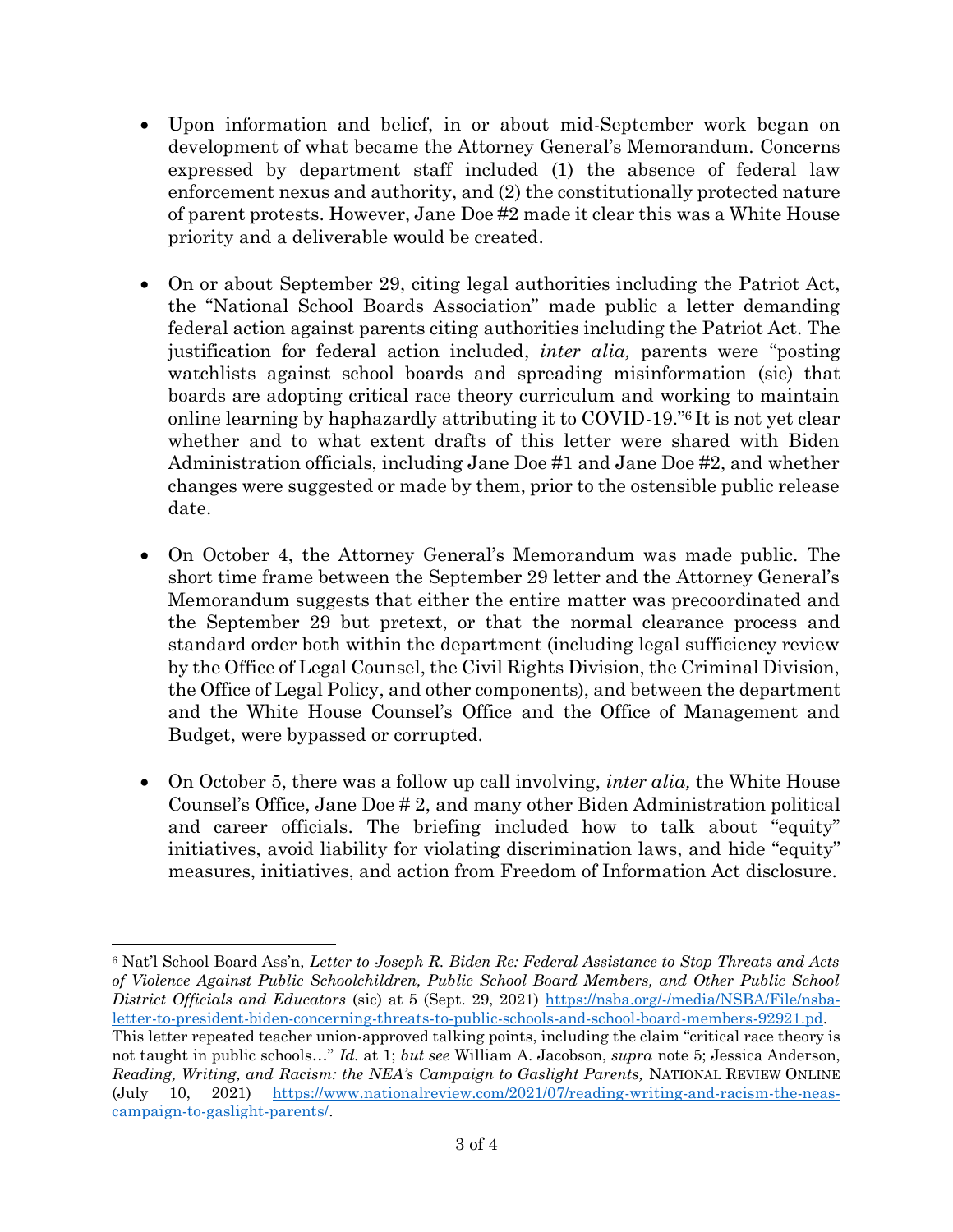- Upon information and belief, in or about mid-September work began on development of what became the Attorney General's Memorandum. Concerns expressed by department staff included (1) the absence of federal law enforcement nexus and authority, and (2) the constitutionally protected nature of parent protests. However, Jane Doe #2 made it clear this was a White House priority and a deliverable would be created.

- On or about September 29, citing legal authorities including the Patriot Act, the "National School Boards Association" made public a letter demanding federal action against parents citing authorities including the Patriot Act. The justification for federal action included, *inter alia,* parents were "posting watchlists against school boards and spreading misinformation (sic) that boards are adopting critical race theory curriculum and working to maintain online learning by haphazardly attributing it to COVID-19."[6] It is not yet clear whether and to what extent drafts of this letter were shared with Biden Administration officials, including Jane Doe #1 and Jane Doe #2, and whether changes were suggested or made by them, prior to the ostensible public release date.

- On October 4, the Attorney General's Memorandum was made public. The short time frame between the September 29 letter and the Attorney General's Memorandum suggests that either the entire matter was precoordinated and the September 29 but pretext, or that the normal clearance process and standard order both within the department (including legal sufficiency review by the Office of Legal Counsel, the Civil Rights Division, the Criminal Division, the Office of Legal Policy, and other components), and between the department and the White House Counsel's Office and the Office of Management and Budget, were bypassed or corrupted.

- On October 5, there was a follow up call involving, *inter alia,* the White House Counsel's Office, Jane Doe # 2, and many other Biden Administration political and career officials. The briefing included how to talk about "equity" initiatives, avoid liability for violating discrimination laws, and hide "equity" measures, initiatives, and action from Freedom of Information Act disclosure.

---

[6] Nat'l School Board Ass'n, *Letter to Joseph R. Biden Re: Federal Assistance to Stop Threats and Acts of Violence Against Public Schoolchildren, Public School Board Members, and Other Public School District Officials and Educators* (sic) at 5 (Sept. 29, 2021) https://nsba.org/-/media/NSBA/File/nsba-letter-to-president-biden-concerning-threats-to-public-schools-and-school-board-members-92921.pd. This letter repeated teacher union-approved talking points, including the claim "critical race theory is not taught in public schools…" *Id.* at 1; *but see* William A. Jacobson, *supra* note 5; Jessica Anderson, *Reading, Writing, and Racism: the NEA's Campaign to Gaslight Parents,* NATIONAL REVIEW ONLINE (July 10, 2021) https://www.nationalreview.com/2021/07/reading-writing-and-racism-the-neas-campaign-to-gaslight-parents/.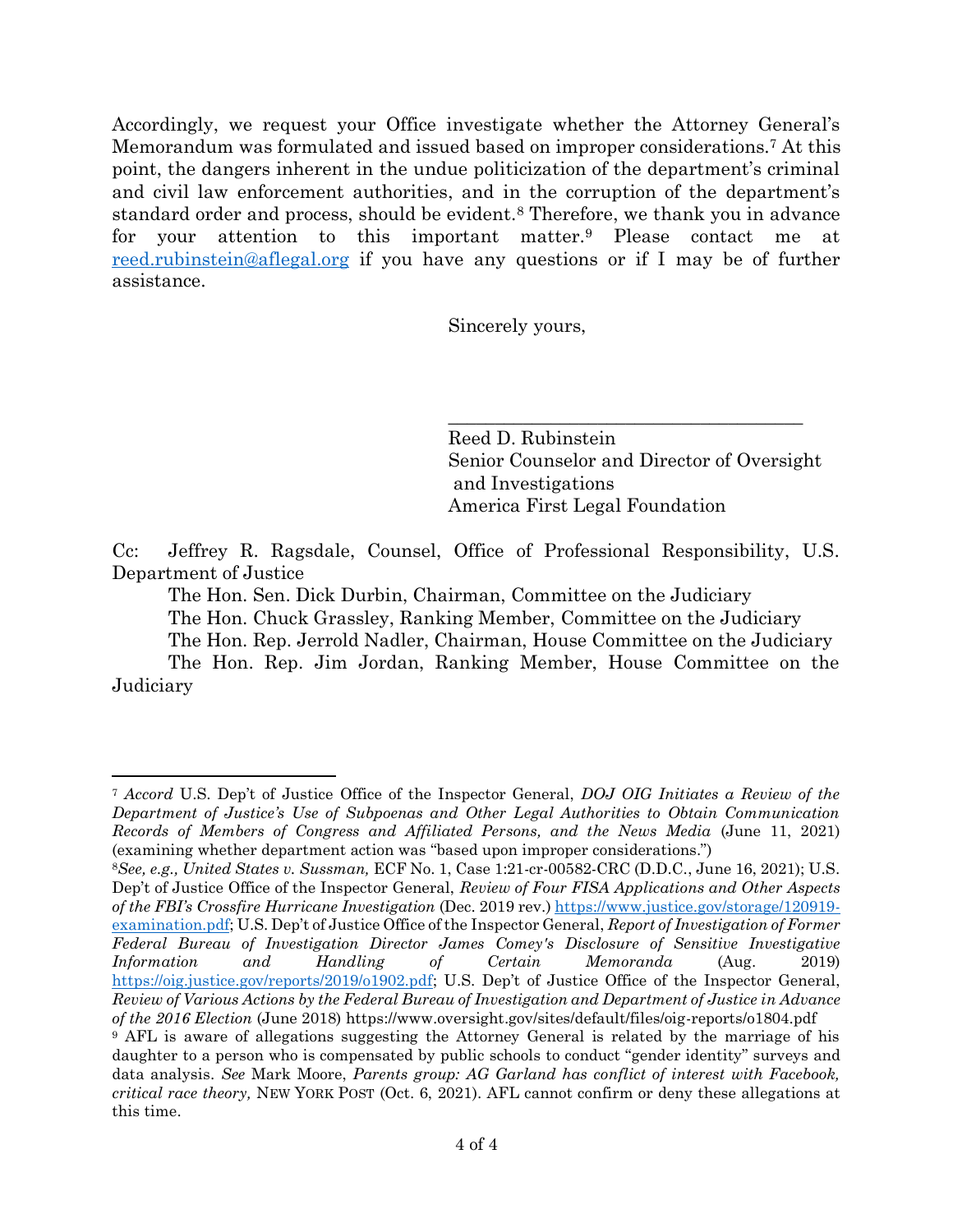Accordingly, we request your Office investigate whether the Attorney General's Memorandum was formulated and issued based on improper considerations.[7] At this point, the dangers inherent in the undue politicization of the department's criminal and civil law enforcement authorities, and in the corruption of the department's standard order and process, should be evident.[8] Therefore, we thank you in advance for your attention to this important matter.[9] Please contact me at reed.rubinstein@aflegal.org if you have any questions or if I may be of further assistance.

Sincerely yours,

\_\_\_\_\_\_\_\_\_\_\_\_\_\_\_\_\_\_\_\_\_\_\_\_\_\_\_\_\_\_\_\_\_\_\_\_\_\_

Reed D. Rubinstein
Senior Counselor and Director of Oversight and Investigations
America First Legal Foundation

Cc: Jeffrey R. Ragsdale, Counsel, Office of Professional Responsibility, U.S. Department of Justice
The Hon. Sen. Dick Durbin, Chairman, Committee on the Judiciary
The Hon. Chuck Grassley, Ranking Member, Committee on the Judiciary
The Hon. Rep. Jerrold Nadler, Chairman, House Committee on the Judiciary
The Hon. Rep. Jim Jordan, Ranking Member, House Committee on the Judiciary

---

[7] *Accord* U.S. Dep't of Justice Office of the Inspector General, *DOJ OIG Initiates a Review of the Department of Justice's Use of Subpoenas and Other Legal Authorities to Obtain Communication Records of Members of Congress and Affiliated Persons, and the News Media* (June 11, 2021) (examining whether department action was "based upon improper considerations.")

[8] *See, e.g., United States v. Sussman,* ECF No. 1, Case 1:21-cr-00582-CRC (D.D.C., June 16, 2021); U.S. Dep't of Justice Office of the Inspector General, *Review of Four FISA Applications and Other Aspects of the FBI's Crossfire Hurricane Investigation* (Dec. 2019 rev.) https://www.justice.gov/storage/120919-examination.pdf; U.S. Dep't of Justice Office of the Inspector General, *Report of Investigation of Former Federal Bureau of Investigation Director James Comey's Disclosure of Sensitive Investigative Information and Handling of Certain Memoranda* (Aug. 2019) https://oig.justice.gov/reports/2019/o1902.pdf; U.S. Dep't of Justice Office of the Inspector General, *Review of Various Actions by the Federal Bureau of Investigation and Department of Justice in Advance of the 2016 Election* (June 2018) https://www.oversight.gov/sites/default/files/oig-reports/o1804.pdf

[9] AFL is aware of allegations suggesting the Attorney General is related by the marriage of his daughter to a person who is compensated by public schools to conduct "gender identity" surveys and data analysis. *See* Mark Moore, *Parents group: AG Garland has conflict of interest with Facebook, critical race theory,* NEW YORK POST (Oct. 6, 2021). AFL cannot confirm or deny these allegations at this time.